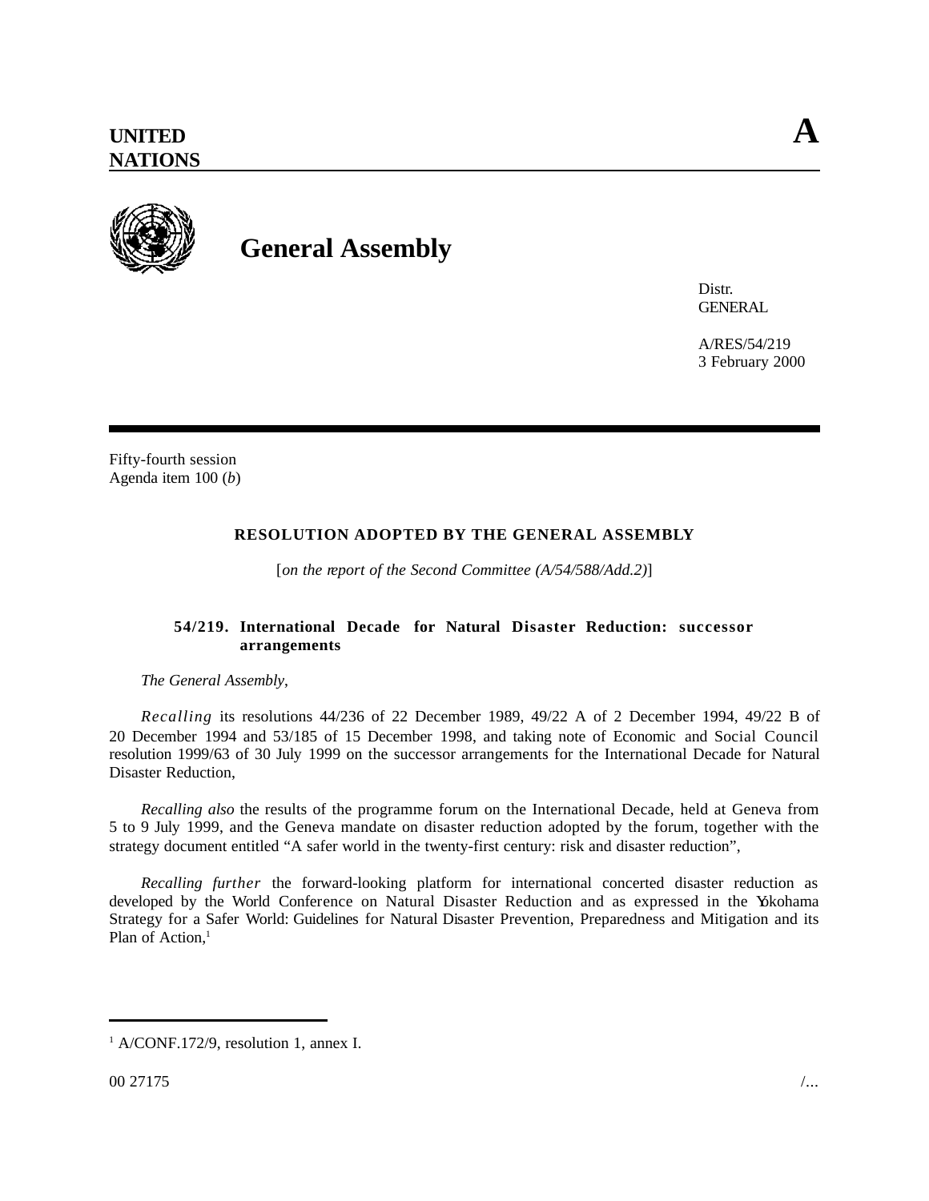**UNITED NATIONS** **A**

# General Assembly

Distr.
GENERAL

A/RES/54/219
3 February 2000

Fifty-fourth session
Agenda item 100 (*b*)

## RESOLUTION ADOPTED BY THE GENERAL ASSEMBLY

[*on the report of the Second Committee (A/54/588/Add.2)*]

### 54/219. International Decade for Natural Disaster Reduction: successor arrangements

*The General Assembly*,

*Recalling* its resolutions 44/236 of 22 December 1989, 49/22 A of 2 December 1994, 49/22 B of 20 December 1994 and 53/185 of 15 December 1998, and taking note of Economic and Social Council resolution 1999/63 of 30 July 1999 on the successor arrangements for the International Decade for Natural Disaster Reduction,

*Recalling also* the results of the programme forum on the International Decade, held at Geneva from 5 to 9 July 1999, and the Geneva mandate on disaster reduction adopted by the forum, together with the strategy document entitled "A safer world in the twenty-first century: risk and disaster reduction",

*Recalling further* the forward-looking platform for international concerted disaster reduction as developed by the World Conference on Natural Disaster Reduction and as expressed in the Yokohama Strategy for a Safer World: Guidelines for Natural Disaster Prevention, Preparedness and Mitigation and its Plan of Action,[1]

---

[1] A/CONF.172/9, resolution 1, annex I.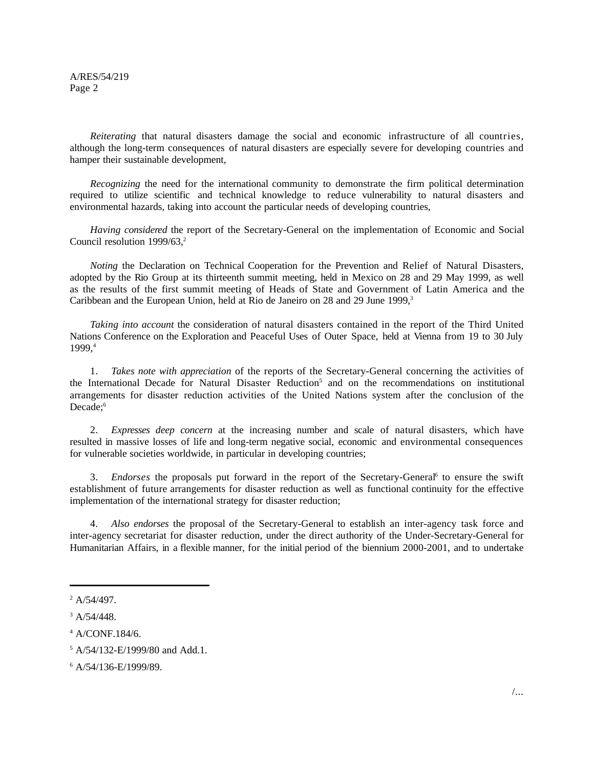*Reiterating* that natural disasters damage the social and economic infrastructure of all countries, although the long-term consequences of natural disasters are especially severe for developing countries and hamper their sustainable development,

*Recognizing* the need for the international community to demonstrate the firm political determination required to utilize scientific and technical knowledge to reduce vulnerability to natural disasters and environmental hazards, taking into account the particular needs of developing countries,

*Having considered* the report of the Secretary-General on the implementation of Economic and Social Council resolution 1999/63,[2]

*Noting* the Declaration on Technical Cooperation for the Prevention and Relief of Natural Disasters, adopted by the Rio Group at its thirteenth summit meeting, held in Mexico on 28 and 29 May 1999, as well as the results of the first summit meeting of Heads of State and Government of Latin America and the Caribbean and the European Union, held at Rio de Janeiro on 28 and 29 June 1999,[3]

*Taking into account* the consideration of natural disasters contained in the report of the Third United Nations Conference on the Exploration and Peaceful Uses of Outer Space, held at Vienna from 19 to 30 July 1999,[4]

1. *Takes note with appreciation* of the reports of the Secretary-General concerning the activities of the International Decade for Natural Disaster Reduction[5] and on the recommendations on institutional arrangements for disaster reduction activities of the United Nations system after the conclusion of the Decade;[6]

2. *Expresses deep concern* at the increasing number and scale of natural disasters, which have resulted in massive losses of life and long-term negative social, economic and environmental consequences for vulnerable societies worldwide, in particular in developing countries;

3. *Endorses* the proposals put forward in the report of the Secretary-General[6] to ensure the swift establishment of future arrangements for disaster reduction as well as functional continuity for the effective implementation of the international strategy for disaster reduction;

4. *Also endorses* the proposal of the Secretary-General to establish an inter-agency task force and inter-agency secretariat for disaster reduction, under the direct authority of the Under-Secretary-General for Humanitarian Affairs, in a flexible manner, for the initial period of the biennium 2000-2001, and to undertake

---

[2] A/54/497.

[3] A/54/448.

[4] A/CONF.184/6.

[5] A/54/132-E/1999/80 and Add.1.

[6] A/54/136-E/1999/89.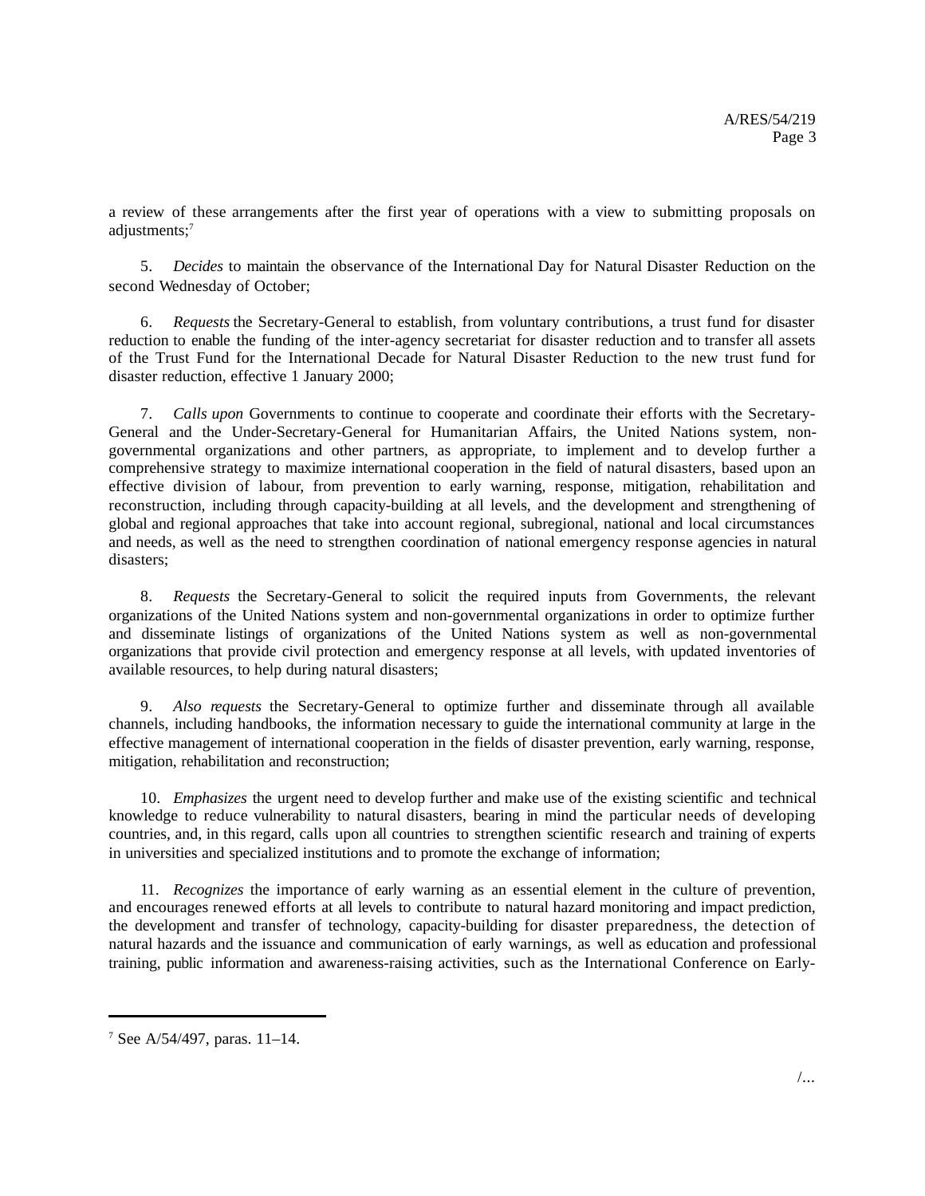a review of these arrangements after the first year of operations with a view to submitting proposals on adjustments;[7]

5. *Decides* to maintain the observance of the International Day for Natural Disaster Reduction on the second Wednesday of October;

6. *Requests* the Secretary-General to establish, from voluntary contributions, a trust fund for disaster reduction to enable the funding of the inter-agency secretariat for disaster reduction and to transfer all assets of the Trust Fund for the International Decade for Natural Disaster Reduction to the new trust fund for disaster reduction, effective 1 January 2000;

7. *Calls upon* Governments to continue to cooperate and coordinate their efforts with the Secretary-General and the Under-Secretary-General for Humanitarian Affairs, the United Nations system, non-governmental organizations and other partners, as appropriate, to implement and to develop further a comprehensive strategy to maximize international cooperation in the field of natural disasters, based upon an effective division of labour, from prevention to early warning, response, mitigation, rehabilitation and reconstruction, including through capacity-building at all levels, and the development and strengthening of global and regional approaches that take into account regional, subregional, national and local circumstances and needs, as well as the need to strengthen coordination of national emergency response agencies in natural disasters;

8. *Requests* the Secretary-General to solicit the required inputs from Governments, the relevant organizations of the United Nations system and non-governmental organizations in order to optimize further and disseminate listings of organizations of the United Nations system as well as non-governmental organizations that provide civil protection and emergency response at all levels, with updated inventories of available resources, to help during natural disasters;

9. *Also requests* the Secretary-General to optimize further and disseminate through all available channels, including handbooks, the information necessary to guide the international community at large in the effective management of international cooperation in the fields of disaster prevention, early warning, response, mitigation, rehabilitation and reconstruction;

10. *Emphasizes* the urgent need to develop further and make use of the existing scientific and technical knowledge to reduce vulnerability to natural disasters, bearing in mind the particular needs of developing countries, and, in this regard, calls upon all countries to strengthen scientific research and training of experts in universities and specialized institutions and to promote the exchange of information;

11. *Recognizes* the importance of early warning as an essential element in the culture of prevention, and encourages renewed efforts at all levels to contribute to natural hazard monitoring and impact prediction, the development and transfer of technology, capacity-building for disaster preparedness, the detection of natural hazards and the issuance and communication of early warnings, as well as education and professional training, public information and awareness-raising activities, such as the International Conference on Early-

---

[7] See A/54/497, paras. 11–14.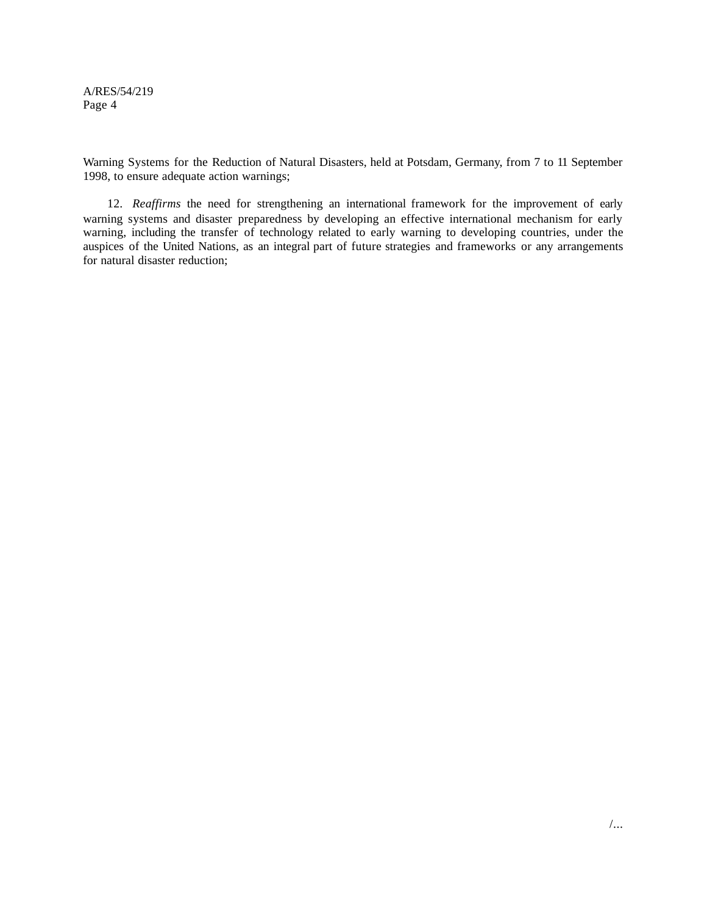Warning Systems for the Reduction of Natural Disasters, held at Potsdam, Germany, from 7 to 11 September 1998, to ensure adequate action warnings;

12. *Reaffirms* the need for strengthening an international framework for the improvement of early warning systems and disaster preparedness by developing an effective international mechanism for early warning, including the transfer of technology related to early warning to developing countries, under the auspices of the United Nations, as an integral part of future strategies and frameworks or any arrangements for natural disaster reduction;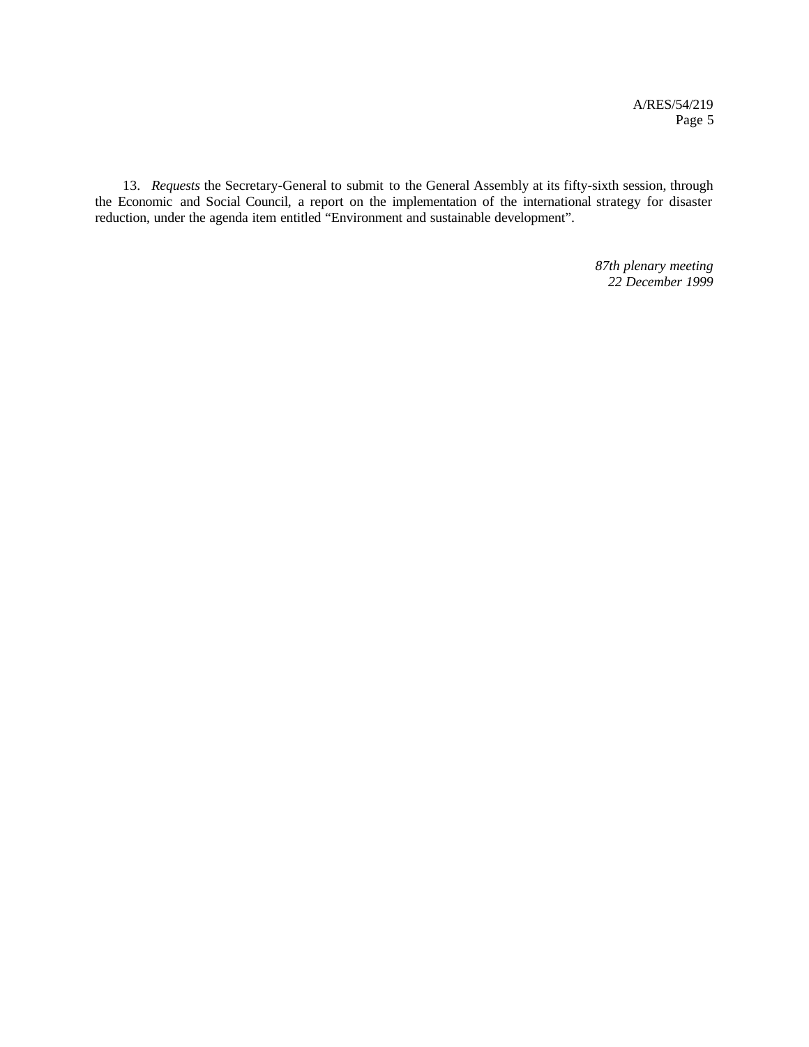13. *Requests* the Secretary-General to submit to the General Assembly at its fifty-sixth session, through the Economic and Social Council, a report on the implementation of the international strategy for disaster reduction, under the agenda item entitled “Environment and sustainable development”.

*87th plenary meeting*
*22 December 1999*